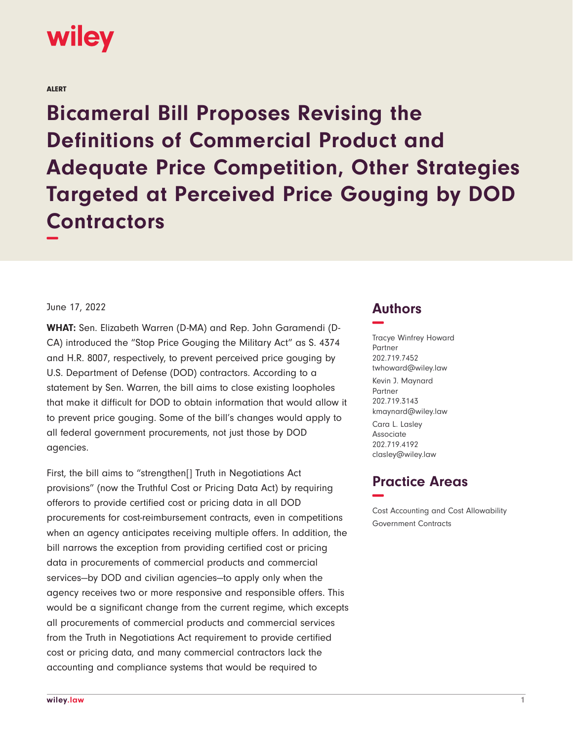wiley

ALERT

# Bicameral Bill Proposes Revising the Definitions of Commercial Product and Adequate Price Competition, Other Strategies Targeted at Perceived Price Gouging by DOD Contractors

June 17, 2022

**WHAT:** Sen. Elizabeth Warren (D-MA) and Rep. John Garamendi (D-CA) introduced the "Stop Price Gouging the Military Act" as S. 4374 and H.R. 8007, respectively, to prevent perceived price gouging by U.S. Department of Defense (DOD) contractors. According to a statement by Sen. Warren, the bill aims to close existing loopholes that make it difficult for DOD to obtain information that would allow it to prevent price gouging. Some of the bill's changes would apply to all federal government procurements, not just those by DOD agencies.

First, the bill aims to "strengthen[] Truth in Negotiations Act provisions" (now the Truthful Cost or Pricing Data Act) by requiring offerors to provide certified cost or pricing data in all DOD procurements for cost-reimbursement contracts, even in competitions when an agency anticipates receiving multiple offers. In addition, the bill narrows the exception from providing certified cost or pricing data in procurements of commercial products and commercial services—by DOD and civilian agencies—to apply only when the agency receives two or more responsive and responsible offers. This would be a significant change from the current regime, which excepts all procurements of commercial products and commercial services from the Truth in Negotiations Act requirement to provide certified cost or pricing data, and many commercial contractors lack the accounting and compliance systems that would be required to

## Authors

Tracye Winfrey Howard
Partner
202.719.7452
twhoward@wiley.law

Kevin J. Maynard
Partner
202.719.3143
kmaynard@wiley.law

Cara L. Lasley
Associate
202.719.4192
clasley@wiley.law

## Practice Areas

Cost Accounting and Cost Allowability

Government Contracts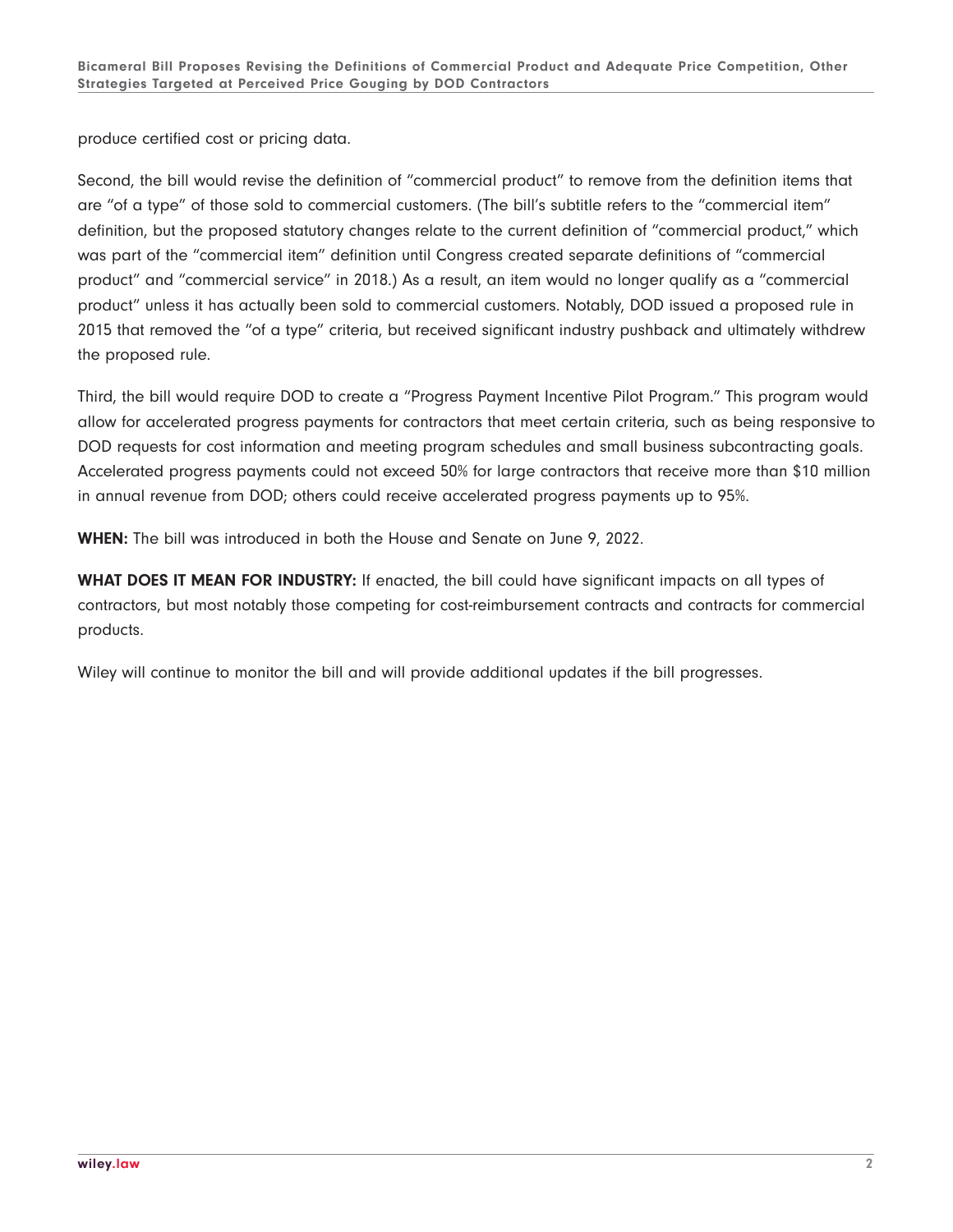produce certified cost or pricing data.

Second, the bill would revise the definition of "commercial product" to remove from the definition items that are "of a type" of those sold to commercial customers. (The bill's subtitle refers to the "commercial item" definition, but the proposed statutory changes relate to the current definition of "commercial product," which was part of the "commercial item" definition until Congress created separate definitions of "commercial product" and "commercial service" in 2018.) As a result, an item would no longer qualify as a "commercial product" unless it has actually been sold to commercial customers. Notably, DOD issued a proposed rule in 2015 that removed the "of a type" criteria, but received significant industry pushback and ultimately withdrew the proposed rule.

Third, the bill would require DOD to create a "Progress Payment Incentive Pilot Program." This program would allow for accelerated progress payments for contractors that meet certain criteria, such as being responsive to DOD requests for cost information and meeting program schedules and small business subcontracting goals. Accelerated progress payments could not exceed 50% for large contractors that receive more than $10 million in annual revenue from DOD; others could receive accelerated progress payments up to 95%.

**WHEN:** The bill was introduced in both the House and Senate on June 9, 2022.

**WHAT DOES IT MEAN FOR INDUSTRY:** If enacted, the bill could have significant impacts on all types of contractors, but most notably those competing for cost-reimbursement contracts and contracts for commercial products.

Wiley will continue to monitor the bill and will provide additional updates if the bill progresses.